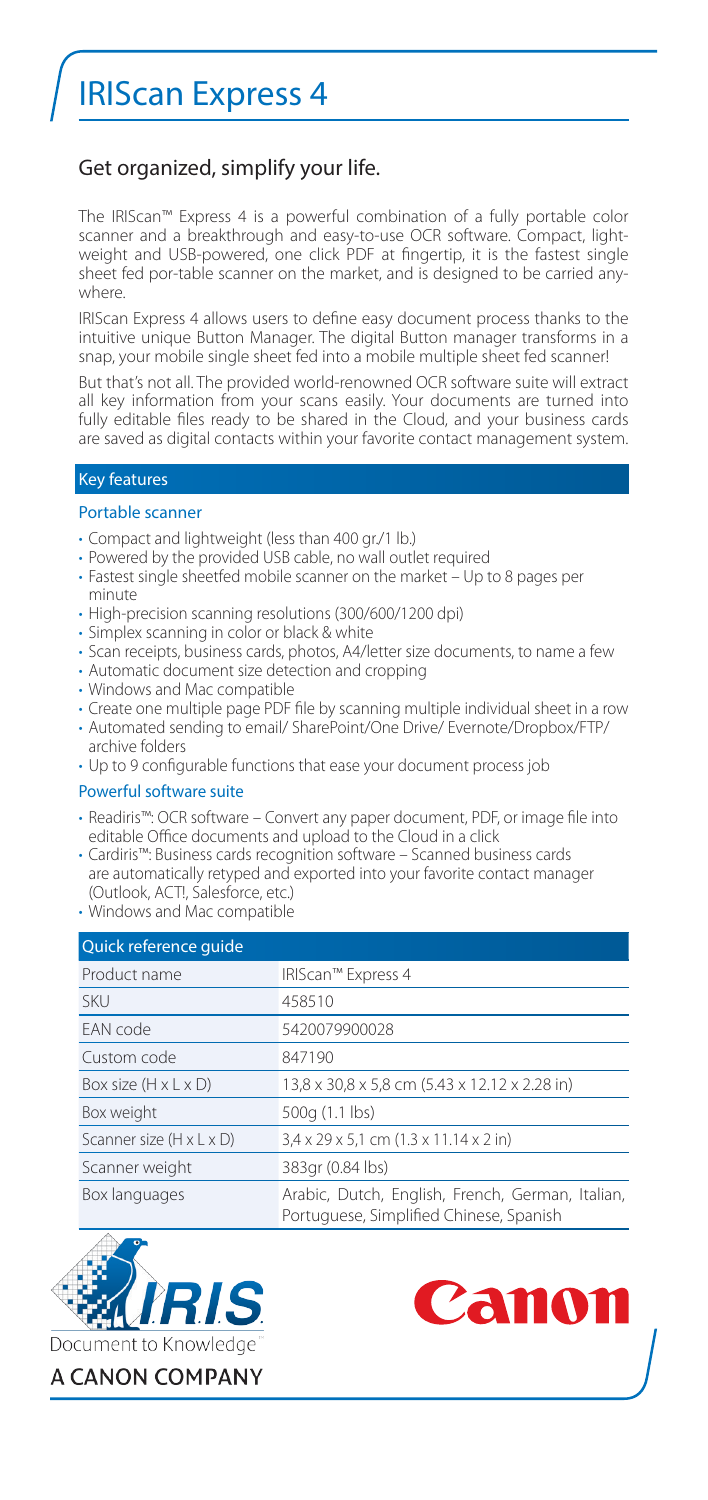# IRIScan Express 4

## Get organized, simplify your life.

The IRIScan™ Express 4 is a powerful combination of a fully portable color scanner and a breakthrough and easy-to-use OCR software. Compact, light-weight and USB-powered, one click PDF at fingertip, it is the fastest single sheet fed por-table scanner on the market, and is designed to be carried any-where.

IRIScan Express 4 allows users to define easy document process thanks to the intuitive unique Button Manager. The digital Button manager transforms in a snap, your mobile single sheet fed into a mobile multiple sheet fed scanner!

But that's not all. The provided world-renowned OCR software suite will extract all key information from your scans easily. Your documents are turned into fully editable files ready to be shared in the Cloud, and your business cards are saved as digital contacts within your favorite contact management system.

### Key features

#### Portable scanner

- Compact and lightweight (less than 400 gr./1 lb.)
- Powered by the provided USB cable, no wall outlet required
- Fastest single sheetfed mobile scanner on the market – Up to 8 pages per minute
- High-precision scanning resolutions (300/600/1200 dpi)
- Simplex scanning in color or black & white
- Scan receipts, business cards, photos, A4/letter size documents, to name a few
- Automatic document size detection and cropping
- Windows and Mac compatible
- Create one multiple page PDF file by scanning multiple individual sheet in a row
- Automated sending to email/ SharePoint/One Drive/ Evernote/Dropbox/FTP/ archive folders
- Up to 9 configurable functions that ease your document process job

#### Powerful software suite

- Readiris™: OCR software – Convert any paper document, PDF, or image file into editable Office documents and upload to the Cloud in a click
- Cardiris™: Business cards recognition software – Scanned business cards are automatically retyped and exported into your favorite contact manager (Outlook, ACT!, Salesforce, etc.)
- Windows and Mac compatible

### Quick reference guide

| Quick reference guide | |
|---|---|
| Product name | IRIScan™ Express 4 |
| SKU | 458510 |
| EAN code | 5420079900028 |
| Custom code | 847190 |
| Box size (H x L x D) | 13,8 x 30,8 x 5,8 cm (5.43 x 12.12 x 2.28 in) |
| Box weight | 500g (1.1 lbs) |
| Scanner size (H x L x D) | 3,4 x 29 x 5,1 cm (1.3 x 11.14 x 2 in) |
| Scanner weight | 383gr (0.84 lbs) |
| Box languages | Arabic, Dutch, English, French, German, Italian, Portuguese, Simplified Chinese, Spanish |

IRIS
Document to Knowledge™
A CANON COMPANY

Canon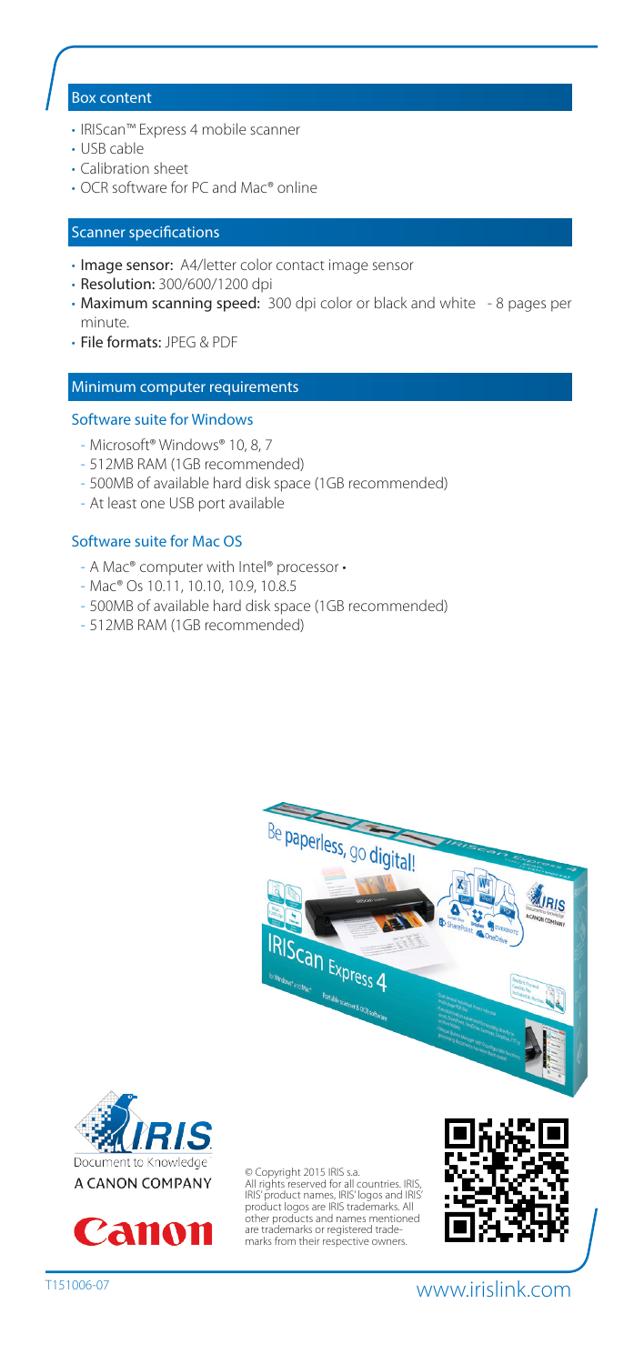## Box content

- IRIScan™ Express 4 mobile scanner
- USB cable
- Calibration sheet
- OCR software for PC and Mac® online

## Scanner specifications

- **Image sensor:** A4/letter color contact image sensor
- **Resolution:** 300/600/1200 dpi
- **Maximum scanning speed:** 300 dpi color or black and white - 8 pages per minute.
- **File formats:** JPEG & PDF

## Minimum computer requirements

### Software suite for Windows

- Microsoft® Windows® 10, 8, 7
- 512MB RAM (1GB recommended)
- 500MB of available hard disk space (1GB recommended)
- At least one USB port available

### Software suite for Mac OS

- A Mac® computer with Intel® processor •
- Mac® Os 10.11, 10.10, 10.9, 10.8.5
- 500MB of available hard disk space (1GB recommended)
- 512MB RAM (1GB recommended)

Document to Knowledge
A CANON COMPANY

© Copyright 2015 IRIS s.a.
All rights reserved for all countries. IRIS, IRIS' product names, IRIS' logos and IRIS' product logos are IRIS trademarks. All other products and names mentioned are trademarks or registered trademarks from their respective owners.

T151006-07

www.irislink.com